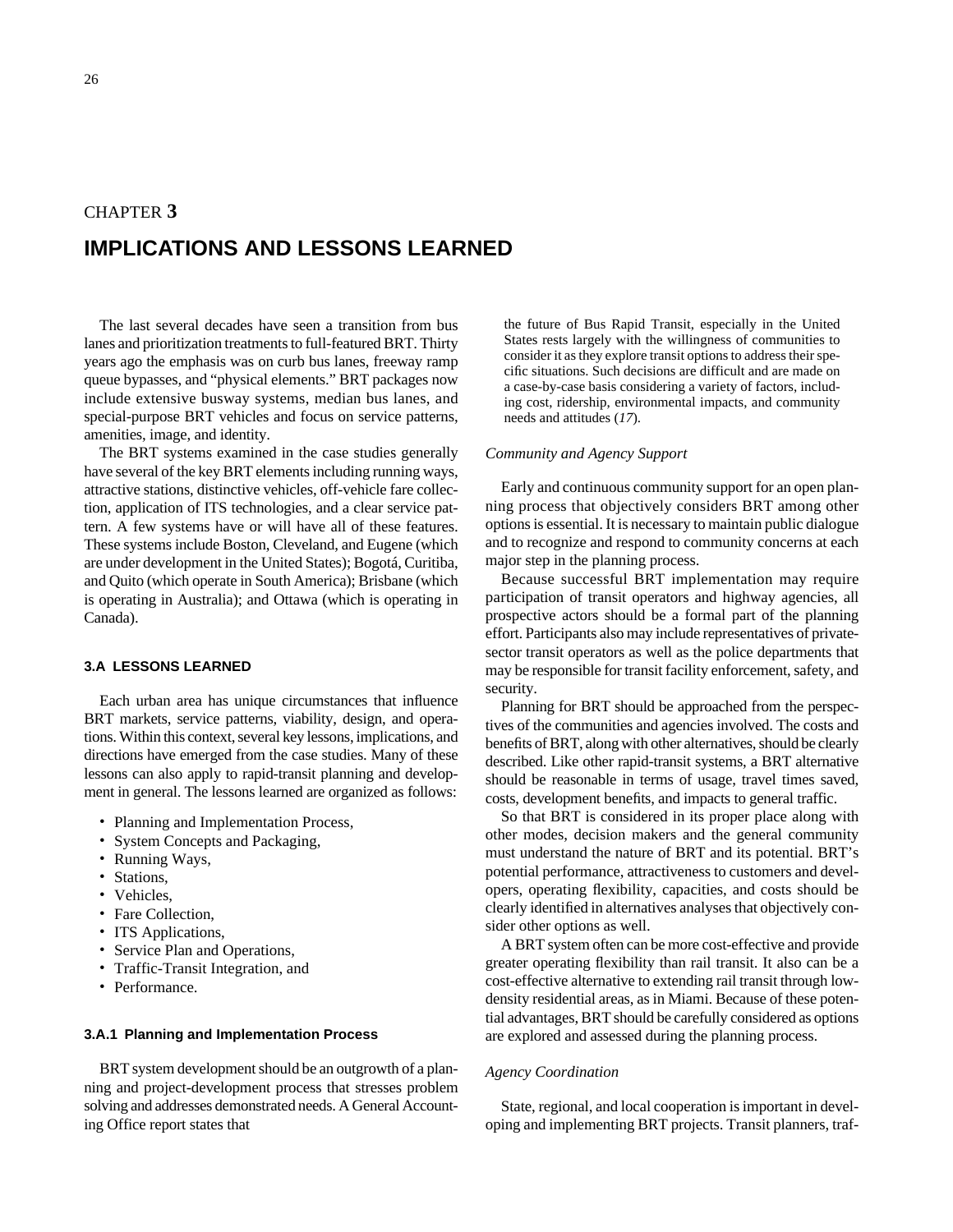# CHAPTER 3

# IMPLICATIONS AND LESSONS LEARNED

The last several decades have seen a transition from bus lanes and prioritization treatments to full-featured BRT. Thirty years ago the emphasis was on curb bus lanes, freeway ramp queue bypasses, and "physical elements." BRT packages now include extensive busway systems, median bus lanes, and special-purpose BRT vehicles and focus on service patterns, amenities, image, and identity.

The BRT systems examined in the case studies generally have several of the key BRT elements including running ways, attractive stations, distinctive vehicles, off-vehicle fare collection, application of ITS technologies, and a clear service pattern. A few systems have or will have all of these features. These systems include Boston, Cleveland, and Eugene (which are under development in the United States); Bogotá, Curitiba, and Quito (which operate in South America); Brisbane (which is operating in Australia); and Ottawa (which is operating in Canada).

## 3.A LESSONS LEARNED

Each urban area has unique circumstances that influence BRT markets, service patterns, viability, design, and operations. Within this context, several key lessons, implications, and directions have emerged from the case studies. Many of these lessons can also apply to rapid-transit planning and development in general. The lessons learned are organized as follows:

- Planning and Implementation Process,
- System Concepts and Packaging,
- Running Ways,
- Stations,
- Vehicles,
- Fare Collection,
- ITS Applications,
- Service Plan and Operations,
- Traffic-Transit Integration, and
- Performance.

### 3.A.1 Planning and Implementation Process

BRT system development should be an outgrowth of a planning and project-development process that stresses problem solving and addresses demonstrated needs. A General Accounting Office report states that

> the future of Bus Rapid Transit, especially in the United States rests largely with the willingness of communities to consider it as they explore transit options to address their specific situations. Such decisions are difficult and are made on a case-by-case basis considering a variety of factors, including cost, ridership, environmental impacts, and community needs and attitudes (*17*).

*Community and Agency Support*

Early and continuous community support for an open planning process that objectively considers BRT among other options is essential. It is necessary to maintain public dialogue and to recognize and respond to community concerns at each major step in the planning process.

Because successful BRT implementation may require participation of transit operators and highway agencies, all prospective actors should be a formal part of the planning effort. Participants also may include representatives of private-sector transit operators as well as the police departments that may be responsible for transit facility enforcement, safety, and security.

Planning for BRT should be approached from the perspectives of the communities and agencies involved. The costs and benefits of BRT, along with other alternatives, should be clearly described. Like other rapid-transit systems, a BRT alternative should be reasonable in terms of usage, travel times saved, costs, development benefits, and impacts to general traffic.

So that BRT is considered in its proper place along with other modes, decision makers and the general community must understand the nature of BRT and its potential. BRT's potential performance, attractiveness to customers and developers, operating flexibility, capacities, and costs should be clearly identified in alternatives analyses that objectively consider other options as well.

A BRT system often can be more cost-effective and provide greater operating flexibility than rail transit. It also can be a cost-effective alternative to extending rail transit through low-density residential areas, as in Miami. Because of these potential advantages, BRT should be carefully considered as options are explored and assessed during the planning process.

*Agency Coordination*

State, regional, and local cooperation is important in developing and implementing BRT projects. Transit planners, traf-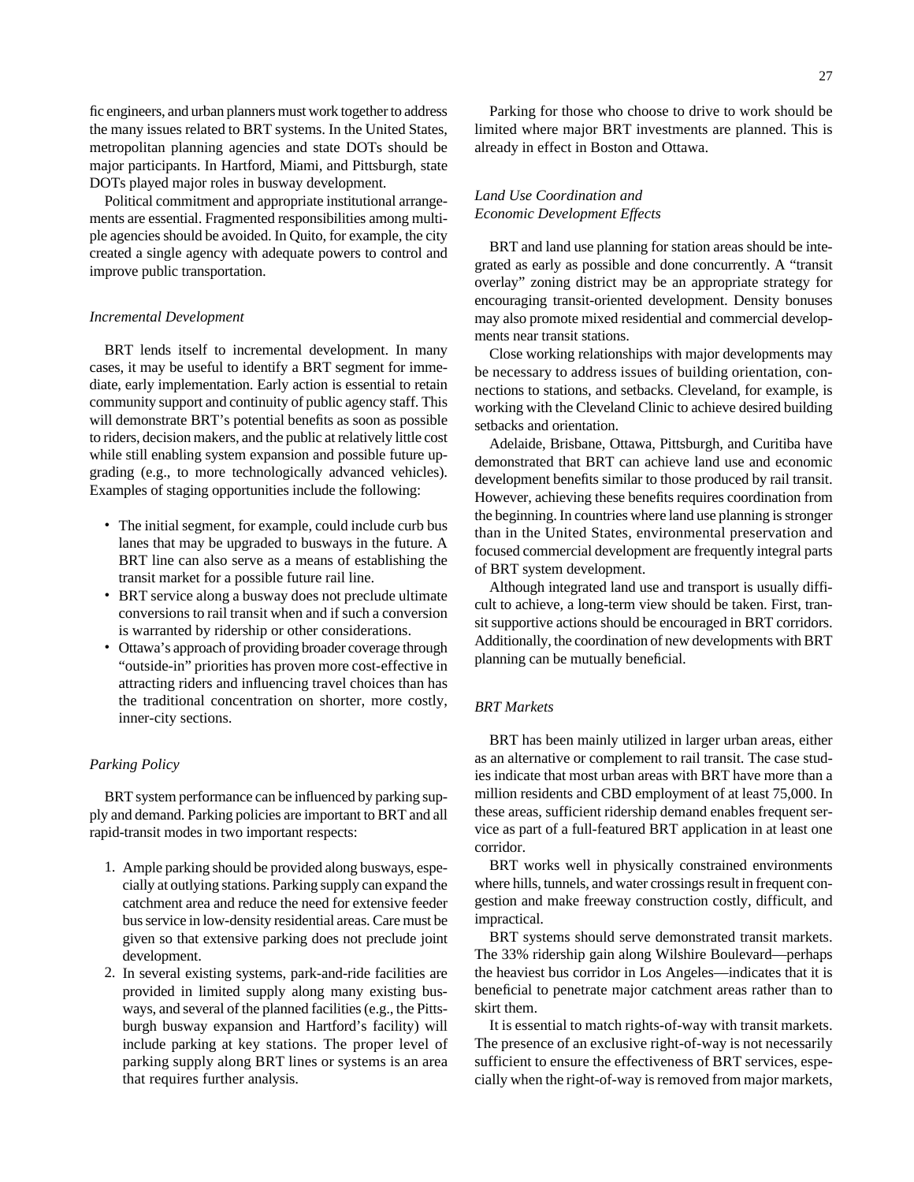fic engineers, and urban planners must work together to address the many issues related to BRT systems. In the United States, metropolitan planning agencies and state DOTs should be major participants. In Hartford, Miami, and Pittsburgh, state DOTs played major roles in busway development.

Political commitment and appropriate institutional arrangements are essential. Fragmented responsibilities among multiple agencies should be avoided. In Quito, for example, the city created a single agency with adequate powers to control and improve public transportation.

### *Incremental Development*

BRT lends itself to incremental development. In many cases, it may be useful to identify a BRT segment for immediate, early implementation. Early action is essential to retain community support and continuity of public agency staff. This will demonstrate BRT's potential benefits as soon as possible to riders, decision makers, and the public at relatively little cost while still enabling system expansion and possible future upgrading (e.g., to more technologically advanced vehicles). Examples of staging opportunities include the following:

- The initial segment, for example, could include curb bus lanes that may be upgraded to busways in the future. A BRT line can also serve as a means of establishing the transit market for a possible future rail line.
- BRT service along a busway does not preclude ultimate conversions to rail transit when and if such a conversion is warranted by ridership or other considerations.
- Ottawa's approach of providing broader coverage through "outside-in" priorities has proven more cost-effective in attracting riders and influencing travel choices than has the traditional concentration on shorter, more costly, inner-city sections.

### *Parking Policy*

BRT system performance can be influenced by parking supply and demand. Parking policies are important to BRT and all rapid-transit modes in two important respects:

1. Ample parking should be provided along busways, especially at outlying stations. Parking supply can expand the catchment area and reduce the need for extensive feeder bus service in low-density residential areas. Care must be given so that extensive parking does not preclude joint development.
2. In several existing systems, park-and-ride facilities are provided in limited supply along many existing busways, and several of the planned facilities (e.g., the Pittsburgh busway expansion and Hartford's facility) will include parking at key stations. The proper level of parking supply along BRT lines or systems is an area that requires further analysis.

Parking for those who choose to drive to work should be limited where major BRT investments are planned. This is already in effect in Boston and Ottawa.

### *Land Use Coordination and Economic Development Effects*

BRT and land use planning for station areas should be integrated as early as possible and done concurrently. A "transit overlay" zoning district may be an appropriate strategy for encouraging transit-oriented development. Density bonuses may also promote mixed residential and commercial developments near transit stations.

Close working relationships with major developments may be necessary to address issues of building orientation, connections to stations, and setbacks. Cleveland, for example, is working with the Cleveland Clinic to achieve desired building setbacks and orientation.

Adelaide, Brisbane, Ottawa, Pittsburgh, and Curitiba have demonstrated that BRT can achieve land use and economic development benefits similar to those produced by rail transit. However, achieving these benefits requires coordination from the beginning. In countries where land use planning is stronger than in the United States, environmental preservation and focused commercial development are frequently integral parts of BRT system development.

Although integrated land use and transport is usually difficult to achieve, a long-term view should be taken. First, transit supportive actions should be encouraged in BRT corridors. Additionally, the coordination of new developments with BRT planning can be mutually beneficial.

### *BRT Markets*

BRT has been mainly utilized in larger urban areas, either as an alternative or complement to rail transit. The case studies indicate that most urban areas with BRT have more than a million residents and CBD employment of at least 75,000. In these areas, sufficient ridership demand enables frequent service as part of a full-featured BRT application in at least one corridor.

BRT works well in physically constrained environments where hills, tunnels, and water crossings result in frequent congestion and make freeway construction costly, difficult, and impractical.

BRT systems should serve demonstrated transit markets. The 33% ridership gain along Wilshire Boulevard—perhaps the heaviest bus corridor in Los Angeles—indicates that it is beneficial to penetrate major catchment areas rather than to skirt them.

It is essential to match rights-of-way with transit markets. The presence of an exclusive right-of-way is not necessarily sufficient to ensure the effectiveness of BRT services, especially when the right-of-way is removed from major markets,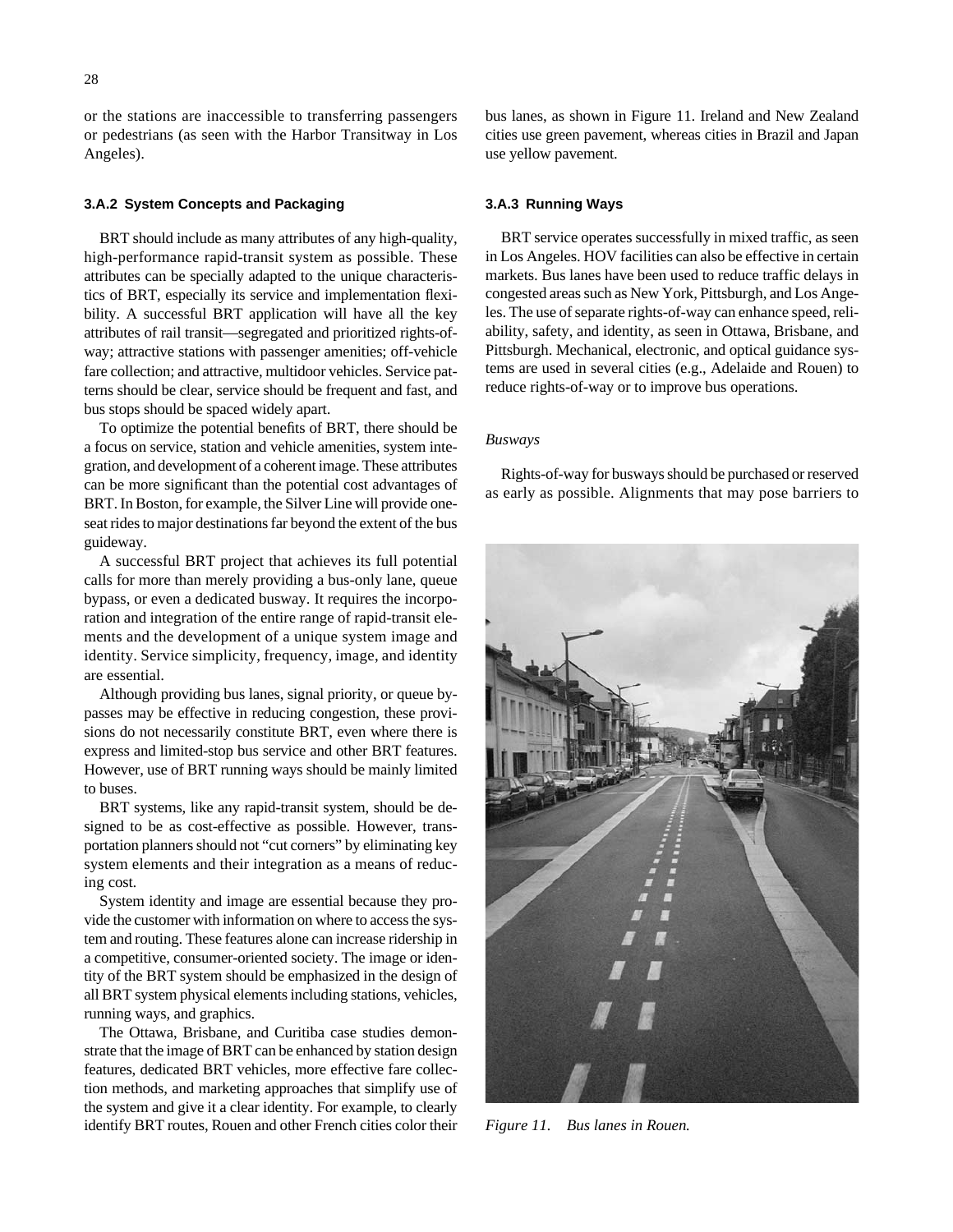or the stations are inaccessible to transferring passengers or pedestrians (as seen with the Harbor Transitway in Los Angeles).

### 3.A.2 System Concepts and Packaging

BRT should include as many attributes of any high-quality, high-performance rapid-transit system as possible. These attributes can be specially adapted to the unique characteristics of BRT, especially its service and implementation flexibility. A successful BRT application will have all the key attributes of rail transit—segregated and prioritized rights-of-way; attractive stations with passenger amenities; off-vehicle fare collection; and attractive, multidoor vehicles. Service patterns should be clear, service should be frequent and fast, and bus stops should be spaced widely apart.

To optimize the potential benefits of BRT, there should be a focus on service, station and vehicle amenities, system integration, and development of a coherent image. These attributes can be more significant than the potential cost advantages of BRT. In Boston, for example, the Silver Line will provide one-seat rides to major destinations far beyond the extent of the bus guideway.

A successful BRT project that achieves its full potential calls for more than merely providing a bus-only lane, queue bypass, or even a dedicated busway. It requires the incorporation and integration of the entire range of rapid-transit elements and the development of a unique system image and identity. Service simplicity, frequency, image, and identity are essential.

Although providing bus lanes, signal priority, or queue bypasses may be effective in reducing congestion, these provisions do not necessarily constitute BRT, even where there is express and limited-stop bus service and other BRT features. However, use of BRT running ways should be mainly limited to buses.

BRT systems, like any rapid-transit system, should be designed to be as cost-effective as possible. However, transportation planners should not "cut corners" by eliminating key system elements and their integration as a means of reducing cost.

System identity and image are essential because they provide the customer with information on where to access the system and routing. These features alone can increase ridership in a competitive, consumer-oriented society. The image or identity of the BRT system should be emphasized in the design of all BRT system physical elements including stations, vehicles, running ways, and graphics.

The Ottawa, Brisbane, and Curitiba case studies demonstrate that the image of BRT can be enhanced by station design features, dedicated BRT vehicles, more effective fare collection methods, and marketing approaches that simplify use of the system and give it a clear identity. For example, to clearly identify BRT routes, Rouen and other French cities color their bus lanes, as shown in Figure 11. Ireland and New Zealand cities use green pavement, whereas cities in Brazil and Japan use yellow pavement.

### 3.A.3 Running Ways

BRT service operates successfully in mixed traffic, as seen in Los Angeles. HOV facilities can also be effective in certain markets. Bus lanes have been used to reduce traffic delays in congested areas such as New York, Pittsburgh, and Los Angeles. The use of separate rights-of-way can enhance speed, reliability, safety, and identity, as seen in Ottawa, Brisbane, and Pittsburgh. Mechanical, electronic, and optical guidance systems are used in several cities (e.g., Adelaide and Rouen) to reduce rights-of-way or to improve bus operations.

*Busways*

Rights-of-way for busways should be purchased or reserved as early as possible. Alignments that may pose barriers to

*Figure 11. Bus lanes in Rouen.*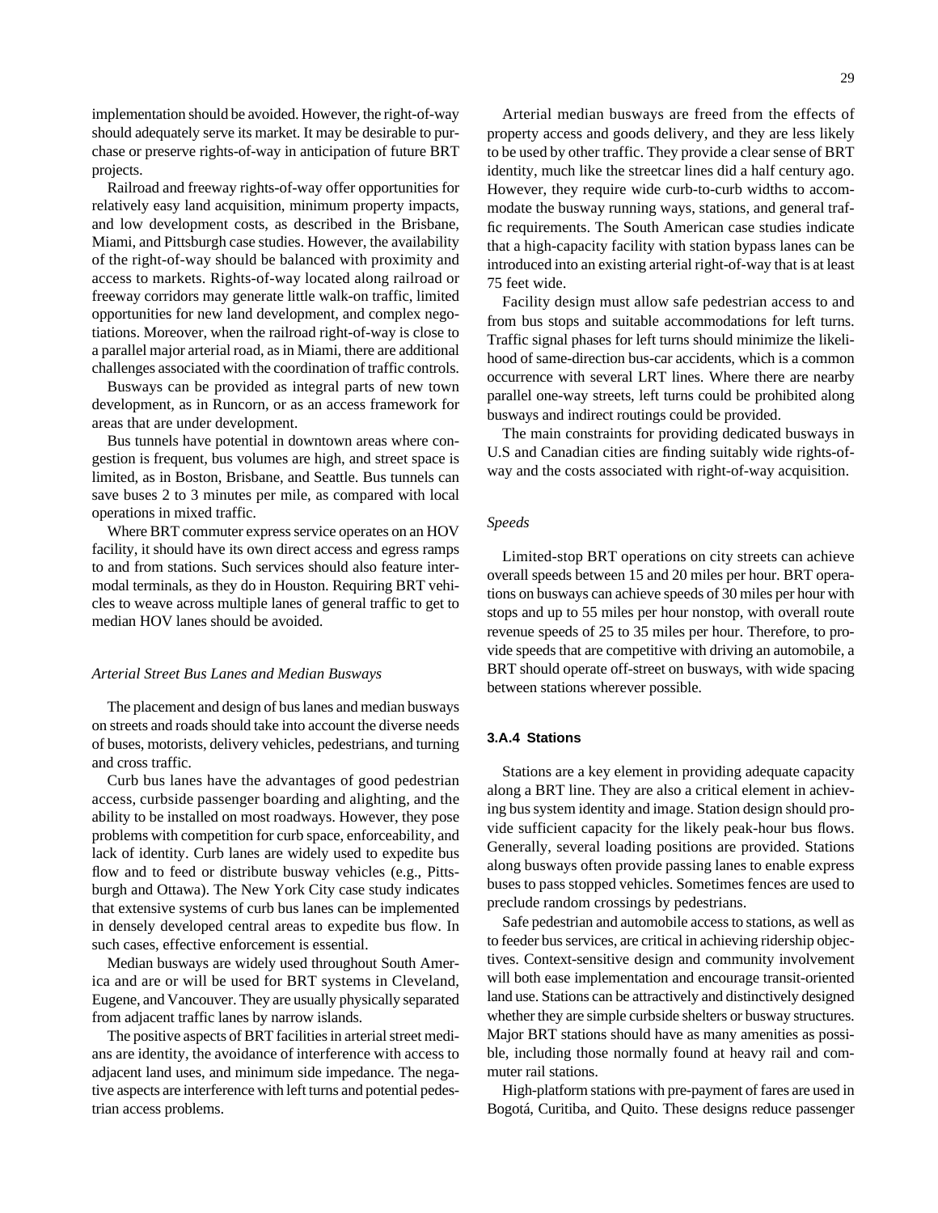implementation should be avoided. However, the right-of-way should adequately serve its market. It may be desirable to purchase or preserve rights-of-way in anticipation of future BRT projects.

Railroad and freeway rights-of-way offer opportunities for relatively easy land acquisition, minimum property impacts, and low development costs, as described in the Brisbane, Miami, and Pittsburgh case studies. However, the availability of the right-of-way should be balanced with proximity and access to markets. Rights-of-way located along railroad or freeway corridors may generate little walk-on traffic, limited opportunities for new land development, and complex negotiations. Moreover, when the railroad right-of-way is close to a parallel major arterial road, as in Miami, there are additional challenges associated with the coordination of traffic controls.

Busways can be provided as integral parts of new town development, as in Runcorn, or as an access framework for areas that are under development.

Bus tunnels have potential in downtown areas where congestion is frequent, bus volumes are high, and street space is limited, as in Boston, Brisbane, and Seattle. Bus tunnels can save buses 2 to 3 minutes per mile, as compared with local operations in mixed traffic.

Where BRT commuter express service operates on an HOV facility, it should have its own direct access and egress ramps to and from stations. Such services should also feature intermodal terminals, as they do in Houston. Requiring BRT vehicles to weave across multiple lanes of general traffic to get to median HOV lanes should be avoided.

#### *Arterial Street Bus Lanes and Median Busways*

The placement and design of bus lanes and median busways on streets and roads should take into account the diverse needs of buses, motorists, delivery vehicles, pedestrians, and turning and cross traffic.

Curb bus lanes have the advantages of good pedestrian access, curbside passenger boarding and alighting, and the ability to be installed on most roadways. However, they pose problems with competition for curb space, enforceability, and lack of identity. Curb lanes are widely used to expedite bus flow and to feed or distribute busway vehicles (e.g., Pittsburgh and Ottawa). The New York City case study indicates that extensive systems of curb bus lanes can be implemented in densely developed central areas to expedite bus flow. In such cases, effective enforcement is essential.

Median busways are widely used throughout South America and are or will be used for BRT systems in Cleveland, Eugene, and Vancouver. They are usually physically separated from adjacent traffic lanes by narrow islands.

The positive aspects of BRT facilities in arterial street medians are identity, the avoidance of interference with access to adjacent land uses, and minimum side impedance. The negative aspects are interference with left turns and potential pedestrian access problems.

Arterial median busways are freed from the effects of property access and goods delivery, and they are less likely to be used by other traffic. They provide a clear sense of BRT identity, much like the streetcar lines did a half century ago. However, they require wide curb-to-curb widths to accommodate the busway running ways, stations, and general traffic requirements. The South American case studies indicate that a high-capacity facility with station bypass lanes can be introduced into an existing arterial right-of-way that is at least 75 feet wide.

Facility design must allow safe pedestrian access to and from bus stops and suitable accommodations for left turns. Traffic signal phases for left turns should minimize the likelihood of same-direction bus-car accidents, which is a common occurrence with several LRT lines. Where there are nearby parallel one-way streets, left turns could be prohibited along busways and indirect routings could be provided.

The main constraints for providing dedicated busways in U.S and Canadian cities are finding suitably wide rights-of-way and the costs associated with right-of-way acquisition.

#### *Speeds*

Limited-stop BRT operations on city streets can achieve overall speeds between 15 and 20 miles per hour. BRT operations on busways can achieve speeds of 30 miles per hour with stops and up to 55 miles per hour nonstop, with overall route revenue speeds of 25 to 35 miles per hour. Therefore, to provide speeds that are competitive with driving an automobile, a BRT should operate off-street on busways, with wide spacing between stations wherever possible.

### 3.A.4 Stations

Stations are a key element in providing adequate capacity along a BRT line. They are also a critical element in achieving bus system identity and image. Station design should provide sufficient capacity for the likely peak-hour bus flows. Generally, several loading positions are provided. Stations along busways often provide passing lanes to enable express buses to pass stopped vehicles. Sometimes fences are used to preclude random crossings by pedestrians.

Safe pedestrian and automobile access to stations, as well as to feeder bus services, are critical in achieving ridership objectives. Context-sensitive design and community involvement will both ease implementation and encourage transit-oriented land use. Stations can be attractively and distinctively designed whether they are simple curbside shelters or busway structures. Major BRT stations should have as many amenities as possible, including those normally found at heavy rail and commuter rail stations.

High-platform stations with pre-payment of fares are used in Bogotá, Curitiba, and Quito. These designs reduce passenger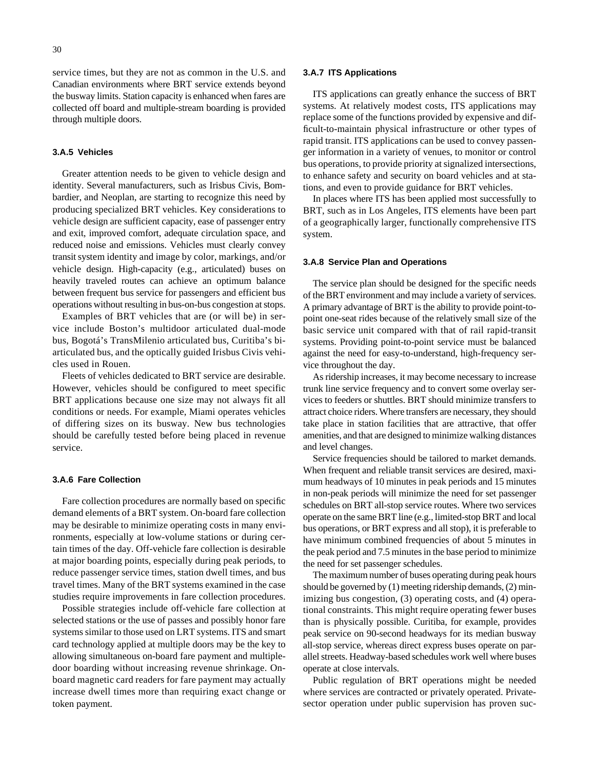service times, but they are not as common in the U.S. and Canadian environments where BRT service extends beyond the busway limits. Station capacity is enhanced when fares are collected off board and multiple-stream boarding is provided through multiple doors.

### 3.A.5 Vehicles

Greater attention needs to be given to vehicle design and identity. Several manufacturers, such as Irisbus Civis, Bombardier, and Neoplan, are starting to recognize this need by producing specialized BRT vehicles. Key considerations to vehicle design are sufficient capacity, ease of passenger entry and exit, improved comfort, adequate circulation space, and reduced noise and emissions. Vehicles must clearly convey transit system identity and image by color, markings, and/or vehicle design. High-capacity (e.g., articulated) buses on heavily traveled routes can achieve an optimum balance between frequent bus service for passengers and efficient bus operations without resulting in bus-on-bus congestion at stops.

Examples of BRT vehicles that are (or will be) in service include Boston's multidoor articulated dual-mode bus, Bogotá's TransMilenio articulated bus, Curitiba's bi-articulated bus, and the optically guided Irisbus Civis vehicles used in Rouen.

Fleets of vehicles dedicated to BRT service are desirable. However, vehicles should be configured to meet specific BRT applications because one size may not always fit all conditions or needs. For example, Miami operates vehicles of differing sizes on its busway. New bus technologies should be carefully tested before being placed in revenue service.

### 3.A.6 Fare Collection

Fare collection procedures are normally based on specific demand elements of a BRT system. On-board fare collection may be desirable to minimize operating costs in many environments, especially at low-volume stations or during certain times of the day. Off-vehicle fare collection is desirable at major boarding points, especially during peak periods, to reduce passenger service times, station dwell times, and bus travel times. Many of the BRT systems examined in the case studies require improvements in fare collection procedures.

Possible strategies include off-vehicle fare collection at selected stations or the use of passes and possibly honor fare systems similar to those used on LRT systems. ITS and smart card technology applied at multiple doors may be the key to allowing simultaneous on-board fare payment and multiple-door boarding without increasing revenue shrinkage. On-board magnetic card readers for fare payment may actually increase dwell times more than requiring exact change or token payment.

### 3.A.7 ITS Applications

ITS applications can greatly enhance the success of BRT systems. At relatively modest costs, ITS applications may replace some of the functions provided by expensive and difficult-to-maintain physical infrastructure or other types of rapid transit. ITS applications can be used to convey passenger information in a variety of venues, to monitor or control bus operations, to provide priority at signalized intersections, to enhance safety and security on board vehicles and at stations, and even to provide guidance for BRT vehicles.

In places where ITS has been applied most successfully to BRT, such as in Los Angeles, ITS elements have been part of a geographically larger, functionally comprehensive ITS system.

### 3.A.8 Service Plan and Operations

The service plan should be designed for the specific needs of the BRT environment and may include a variety of services. A primary advantage of BRT is the ability to provide point-to-point one-seat rides because of the relatively small size of the basic service unit compared with that of rail rapid-transit systems. Providing point-to-point service must be balanced against the need for easy-to-understand, high-frequency service throughout the day.

As ridership increases, it may become necessary to increase trunk line service frequency and to convert some overlay services to feeders or shuttles. BRT should minimize transfers to attract choice riders. Where transfers are necessary, they should take place in station facilities that are attractive, that offer amenities, and that are designed to minimize walking distances and level changes.

Service frequencies should be tailored to market demands. When frequent and reliable transit services are desired, maximum headways of 10 minutes in peak periods and 15 minutes in non-peak periods will minimize the need for set passenger schedules on BRT all-stop service routes. Where two services operate on the same BRT line (e.g., limited-stop BRT and local bus operations, or BRT express and all stop), it is preferable to have minimum combined frequencies of about 5 minutes in the peak period and 7.5 minutes in the base period to minimize the need for set passenger schedules.

The maximum number of buses operating during peak hours should be governed by (1) meeting ridership demands, (2) minimizing bus congestion, (3) operating costs, and (4) operational constraints. This might require operating fewer buses than is physically possible. Curitiba, for example, provides peak service on 90-second headways for its median busway all-stop service, whereas direct express buses operate on parallel streets. Headway-based schedules work well where buses operate at close intervals.

Public regulation of BRT operations might be needed where services are contracted or privately operated. Private-sector operation under public supervision has proven suc-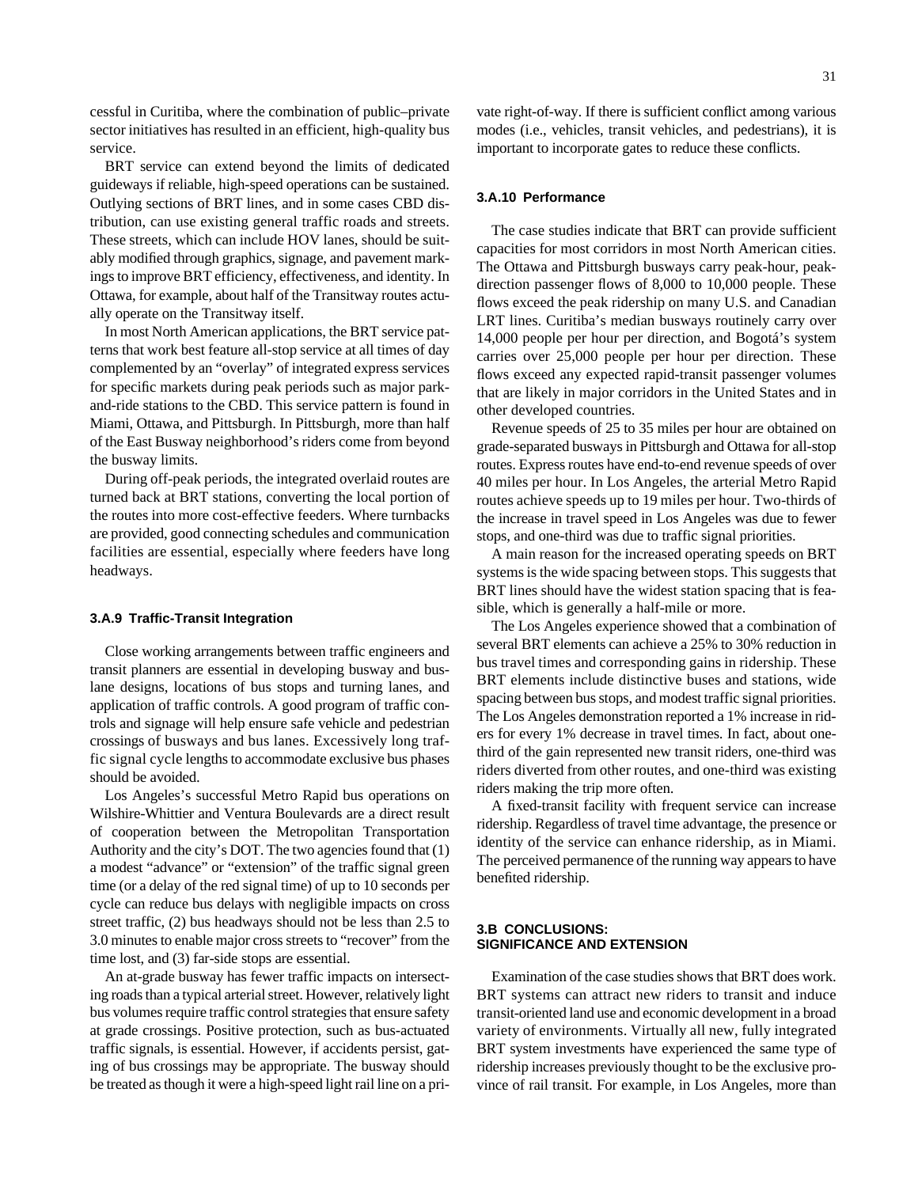cessful in Curitiba, where the combination of public–private sector initiatives has resulted in an efficient, high-quality bus service.

BRT service can extend beyond the limits of dedicated guideways if reliable, high-speed operations can be sustained. Outlying sections of BRT lines, and in some cases CBD distribution, can use existing general traffic roads and streets. These streets, which can include HOV lanes, should be suitably modified through graphics, signage, and pavement markings to improve BRT efficiency, effectiveness, and identity. In Ottawa, for example, about half of the Transitway routes actually operate on the Transitway itself.

In most North American applications, the BRT service patterns that work best feature all-stop service at all times of day complemented by an "overlay" of integrated express services for specific markets during peak periods such as major park-and-ride stations to the CBD. This service pattern is found in Miami, Ottawa, and Pittsburgh. In Pittsburgh, more than half of the East Busway neighborhood's riders come from beyond the busway limits.

During off-peak periods, the integrated overlaid routes are turned back at BRT stations, converting the local portion of the routes into more cost-effective feeders. Where turnbacks are provided, good connecting schedules and communication facilities are essential, especially where feeders have long headways.

### 3.A.9 Traffic-Transit Integration

Close working arrangements between traffic engineers and transit planners are essential in developing busway and bus-lane designs, locations of bus stops and turning lanes, and application of traffic controls. A good program of traffic controls and signage will help ensure safe vehicle and pedestrian crossings of busways and bus lanes. Excessively long traffic signal cycle lengths to accommodate exclusive bus phases should be avoided.

Los Angeles's successful Metro Rapid bus operations on Wilshire-Whittier and Ventura Boulevards are a direct result of cooperation between the Metropolitan Transportation Authority and the city's DOT. The two agencies found that (1) a modest "advance" or "extension" of the traffic signal green time (or a delay of the red signal time) of up to 10 seconds per cycle can reduce bus delays with negligible impacts on cross street traffic, (2) bus headways should not be less than 2.5 to 3.0 minutes to enable major cross streets to "recover" from the time lost, and (3) far-side stops are essential.

An at-grade busway has fewer traffic impacts on intersecting roads than a typical arterial street. However, relatively light bus volumes require traffic control strategies that ensure safety at grade crossings. Positive protection, such as bus-actuated traffic signals, is essential. However, if accidents persist, gating of bus crossings may be appropriate. The busway should be treated as though it were a high-speed light rail line on a private right-of-way. If there is sufficient conflict among various modes (i.e., vehicles, transit vehicles, and pedestrians), it is important to incorporate gates to reduce these conflicts.

### 3.A.10 Performance

The case studies indicate that BRT can provide sufficient capacities for most corridors in most North American cities. The Ottawa and Pittsburgh busways carry peak-hour, peak-direction passenger flows of 8,000 to 10,000 people. These flows exceed the peak ridership on many U.S. and Canadian LRT lines. Curitiba's median busways routinely carry over 14,000 people per hour per direction, and Bogotá's system carries over 25,000 people per hour per direction. These flows exceed any expected rapid-transit passenger volumes that are likely in major corridors in the United States and in other developed countries.

Revenue speeds of 25 to 35 miles per hour are obtained on grade-separated busways in Pittsburgh and Ottawa for all-stop routes. Express routes have end-to-end revenue speeds of over 40 miles per hour. In Los Angeles, the arterial Metro Rapid routes achieve speeds up to 19 miles per hour. Two-thirds of the increase in travel speed in Los Angeles was due to fewer stops, and one-third was due to traffic signal priorities.

A main reason for the increased operating speeds on BRT systems is the wide spacing between stops. This suggests that BRT lines should have the widest station spacing that is feasible, which is generally a half-mile or more.

The Los Angeles experience showed that a combination of several BRT elements can achieve a 25% to 30% reduction in bus travel times and corresponding gains in ridership. These BRT elements include distinctive buses and stations, wide spacing between bus stops, and modest traffic signal priorities. The Los Angeles demonstration reported a 1% increase in riders for every 1% decrease in travel times. In fact, about one-third of the gain represented new transit riders, one-third was riders diverted from other routes, and one-third was existing riders making the trip more often.

A fixed-transit facility with frequent service can increase ridership. Regardless of travel time advantage, the presence or identity of the service can enhance ridership, as in Miami. The perceived permanence of the running way appears to have benefited ridership.

## 3.B CONCLUSIONS: SIGNIFICANCE AND EXTENSION

Examination of the case studies shows that BRT does work. BRT systems can attract new riders to transit and induce transit-oriented land use and economic development in a broad variety of environments. Virtually all new, fully integrated BRT system investments have experienced the same type of ridership increases previously thought to be the exclusive province of rail transit. For example, in Los Angeles, more than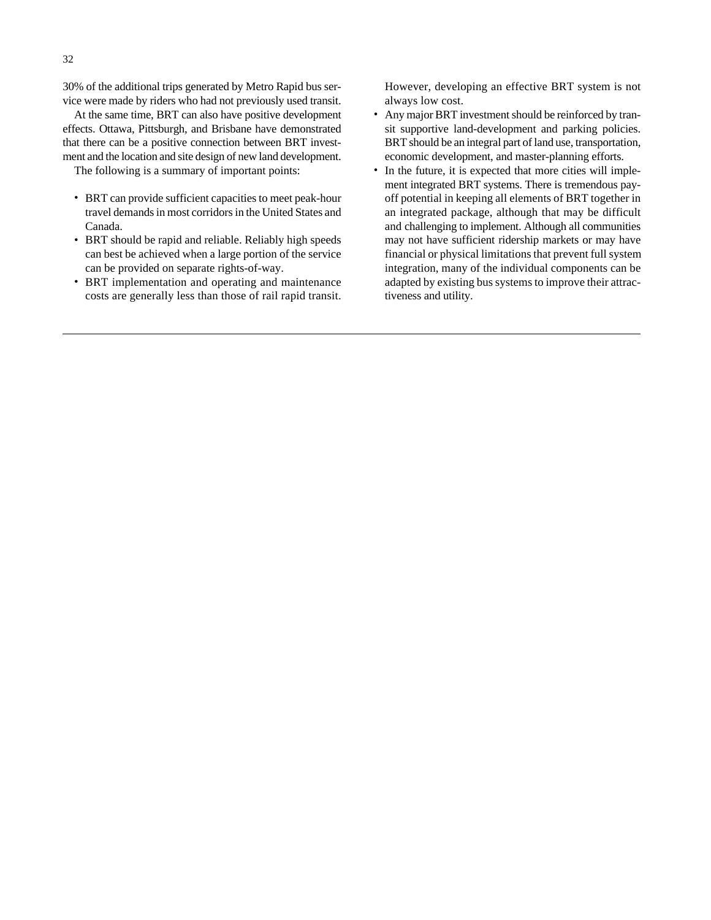30% of the additional trips generated by Metro Rapid bus service were made by riders who had not previously used transit.

At the same time, BRT can also have positive development effects. Ottawa, Pittsburgh, and Brisbane have demonstrated that there can be a positive connection between BRT investment and the location and site design of new land development.

The following is a summary of important points:

- BRT can provide sufficient capacities to meet peak-hour travel demands in most corridors in the United States and Canada.
- BRT should be rapid and reliable. Reliably high speeds can best be achieved when a large portion of the service can be provided on separate rights-of-way.
- BRT implementation and operating and maintenance costs are generally less than those of rail rapid transit. However, developing an effective BRT system is not always low cost.
- Any major BRT investment should be reinforced by transit supportive land-development and parking policies. BRT should be an integral part of land use, transportation, economic development, and master-planning efforts.
- In the future, it is expected that more cities will implement integrated BRT systems. There is tremendous payoff potential in keeping all elements of BRT together in an integrated package, although that may be difficult and challenging to implement. Although all communities may not have sufficient ridership markets or may have financial or physical limitations that prevent full system integration, many of the individual components can be adapted by existing bus systems to improve their attractiveness and utility.